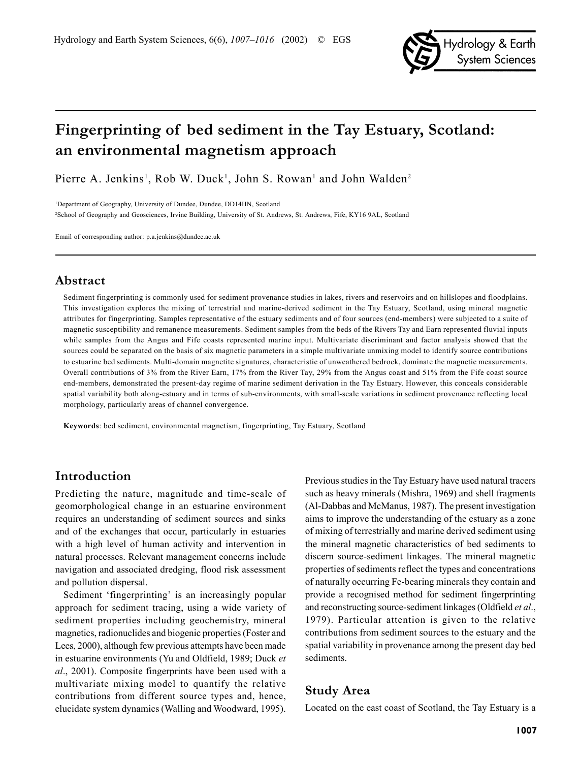# Fingerprinting of bed sediment in the Tay Estuary, Scotland: an environmental magnetism approach

Pierre A. Jenkins[1], Rob W. Duck[1], John S. Rowan[1] and John Walden[2]

[1]Department of Geography, University of Dundee, Dundee, DD14HN, Scotland

[2]School of Geography and Geosciences, Irvine Building, University of St. Andrews, St. Andrews, Fife, KY16 9AL, Scotland

Email of corresponding author: p.a.jenkins@dundee.ac.uk

## Abstract

Sediment fingerprinting is commonly used for sediment provenance studies in lakes, rivers and reservoirs and on hillslopes and floodplains. This investigation explores the mixing of terrestrial and marine-derived sediment in the Tay Estuary, Scotland, using mineral magnetic attributes for fingerprinting. Samples representative of the estuary sediments and of four sources (end-members) were subjected to a suite of magnetic susceptibility and remanence measurements. Sediment samples from the beds of the Rivers Tay and Earn represented fluvial inputs while samples from the Angus and Fife coasts represented marine input. Multivariate discriminant and factor analysis showed that the sources could be separated on the basis of six magnetic parameters in a simple multivariate unmixing model to identify source contributions to estuarine bed sediments. Multi-domain magnetite signatures, characteristic of unweathered bedrock, dominate the magnetic measurements. Overall contributions of 3% from the River Earn, 17% from the River Tay, 29% from the Angus coast and 51% from the Fife coast source end-members, demonstrated the present-day regime of marine sediment derivation in the Tay Estuary. However, this conceals considerable spatial variability both along-estuary and in terms of sub-environments, with small-scale variations in sediment provenance reflecting local morphology, particularly areas of channel convergence.

**Keywords**: bed sediment, environmental magnetism, fingerprinting, Tay Estuary, Scotland

## Introduction

Predicting the nature, magnitude and time-scale of geomorphological change in an estuarine environment requires an understanding of sediment sources and sinks and of the exchanges that occur, particularly in estuaries with a high level of human activity and intervention in natural processes. Relevant management concerns include navigation and associated dredging, flood risk assessment and pollution dispersal.

Sediment 'fingerprinting' is an increasingly popular approach for sediment tracing, using a wide variety of sediment properties including geochemistry, mineral magnetics, radionuclides and biogenic properties (Foster and Lees, 2000), although few previous attempts have been made in estuarine environments (Yu and Oldfield, 1989; Duck *et al*., 2001). Composite fingerprints have been used with a multivariate mixing model to quantify the relative contributions from different source types and, hence, elucidate system dynamics (Walling and Woodward, 1995).

Previous studies in the Tay Estuary have used natural tracers such as heavy minerals (Mishra, 1969) and shell fragments (Al-Dabbas and McManus, 1987). The present investigation aims to improve the understanding of the estuary as a zone of mixing of terrestrially and marine derived sediment using the mineral magnetic characteristics of bed sediments to discern source-sediment linkages. The mineral magnetic properties of sediments reflect the types and concentrations of naturally occurring Fe-bearing minerals they contain and provide a recognised method for sediment fingerprinting and reconstructing source-sediment linkages (Oldfield *et al*., 1979). Particular attention is given to the relative contributions from sediment sources to the estuary and the spatial variability in provenance among the present day bed sediments.

## Study Area

Located on the east coast of Scotland, the Tay Estuary is a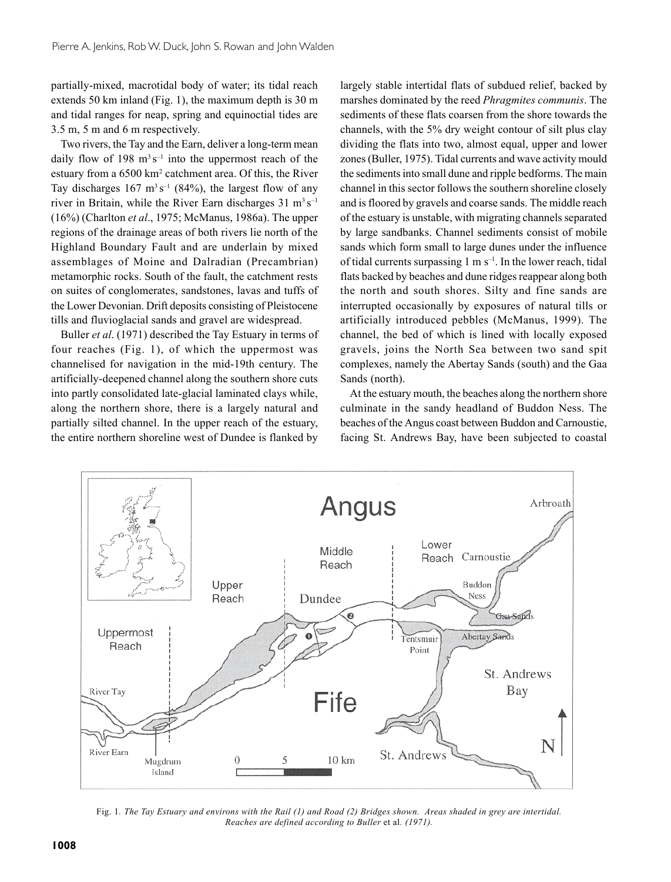partially-mixed, macrotidal body of water; its tidal reach extends 50 km inland (Fig. 1), the maximum depth is 30 m and tidal ranges for neap, spring and equinoctial tides are 3.5 m, 5 m and 6 m respectively.

Two rivers, the Tay and the Earn, deliver a long-term mean daily flow of 198 $m^3 s^{-1}$ into the uppermost reach of the estuary from a 6500 $km^2$ catchment area. Of this, the River Tay discharges 167 $m^3 s^{-1}$ (84%), the largest flow of any river in Britain, while the River Earn discharges 31 $m^3 s^{-1}$ (16%) (Charlton *et al*., 1975; McManus, 1986a). The upper regions of the drainage areas of both rivers lie north of the Highland Boundary Fault and are underlain by mixed assemblages of Moine and Dalradian (Precambrian) metamorphic rocks. South of the fault, the catchment rests on suites of conglomerates, sandstones, lavas and tuffs of the Lower Devonian. Drift deposits consisting of Pleistocene tills and fluvioglacial sands and gravel are widespread.

Buller *et al*. (1971) described the Tay Estuary in terms of four reaches (Fig. 1), of which the uppermost was channelised for navigation in the mid-19th century. The artificially-deepened channel along the southern shore cuts into partly consolidated late-glacial laminated clays while, along the northern shore, there is a largely natural and partially silted channel. In the upper reach of the estuary, the entire northern shoreline west of Dundee is flanked by largely stable intertidal flats of subdued relief, backed by marshes dominated by the reed *Phragmites communis*. The sediments of these flats coarsen from the shore towards the channels, with the 5% dry weight contour of silt plus clay dividing the flats into two, almost equal, upper and lower zones (Buller, 1975). Tidal currents and wave activity mould the sediments into small dune and ripple bedforms. The main channel in this sector follows the southern shoreline closely and is floored by gravels and coarse sands. The middle reach of the estuary is unstable, with migrating channels separated by large sandbanks. Channel sediments consist of mobile sands which form small to large dunes under the influence of tidal currents surpassing 1 m $s^{-1}$. In the lower reach, tidal flats backed by beaches and dune ridges reappear along both the north and south shores. Silty and fine sands are interrupted occasionally by exposures of natural tills or artificially introduced pebbles (McManus, 1999). The channel, the bed of which is lined with locally exposed gravels, joins the North Sea between two sand spit complexes, namely the Abertay Sands (south) and the Gaa Sands (north).

At the estuary mouth, the beaches along the northern shore culminate in the sandy headland of Buddon Ness. The beaches of the Angus coast between Buddon and Carnoustie, facing St. Andrews Bay, have been subjected to coastal

Fig. 1. *The Tay Estuary and environs with the Rail (1) and Road (2) Bridges shown. Areas shaded in grey are intertidal. Reaches are defined according to Buller* et al. *(1971).*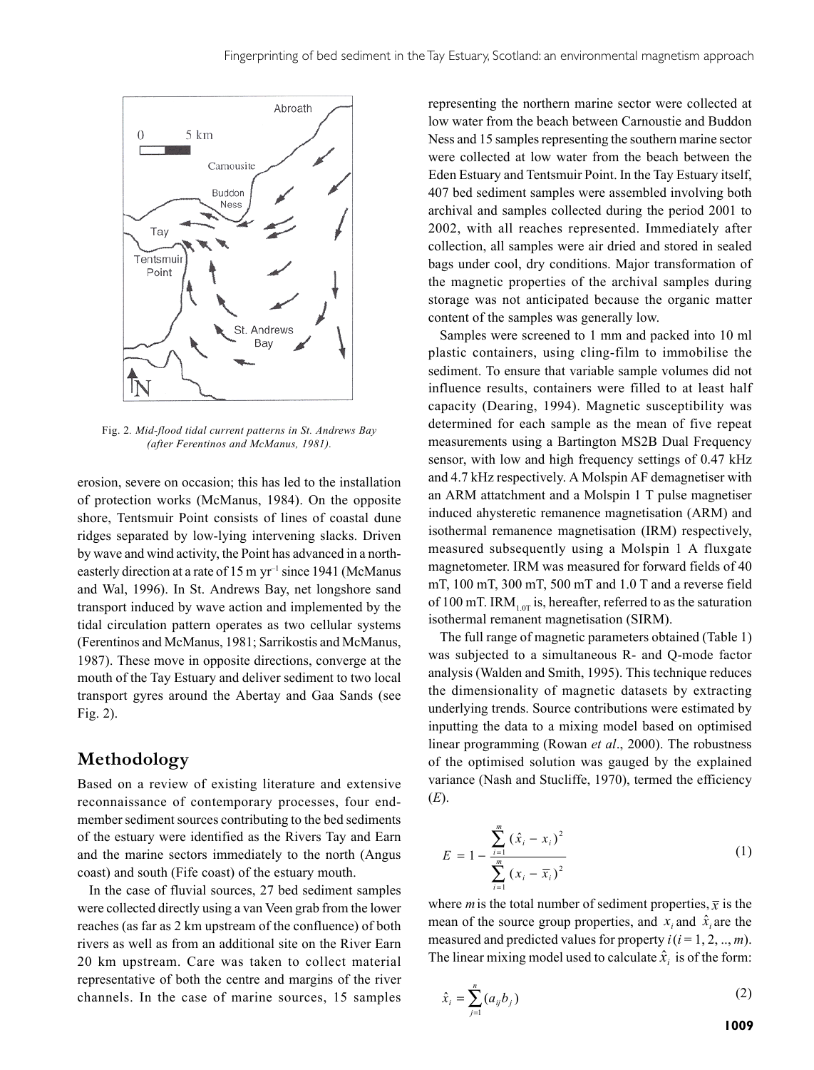Fig. 2. *Mid-flood tidal current patterns in St. Andrews Bay (after Ferentinos and McManus, 1981).*

erosion, severe on occasion; this has led to the installation of protection works (McManus, 1984). On the opposite shore, Tentsmuir Point consists of lines of coastal dune ridges separated by low-lying intervening slacks. Driven by wave and wind activity, the Point has advanced in a north-easterly direction at a rate of 15 m $yr^{-1}$ since 1941 (McManus and Wal, 1996). In St. Andrews Bay, net longshore sand transport induced by wave action and implemented by the tidal circulation pattern operates as two cellular systems (Ferentinos and McManus, 1981; Sarrikostis and McManus, 1987). These move in opposite directions, converge at the mouth of the Tay Estuary and deliver sediment to two local transport gyres around the Abertay and Gaa Sands (see Fig. 2).

## Methodology

Based on a review of existing literature and extensive reconnaissance of contemporary processes, four end-member sediment sources contributing to the bed sediments of the estuary were identified as the Rivers Tay and Earn and the marine sectors immediately to the north (Angus coast) and south (Fife coast) of the estuary mouth.

In the case of fluvial sources, 27 bed sediment samples were collected directly using a van Veen grab from the lower reaches (as far as 2 km upstream of the confluence) of both rivers as well as from an additional site on the River Earn 20 km upstream. Care was taken to collect material representative of both the centre and margins of the river channels. In the case of marine sources, 15 samples representing the northern marine sector were collected at low water from the beach between Carnoustie and Buddon Ness and 15 samples representing the southern marine sector were collected at low water from the beach between the Eden Estuary and Tentsmuir Point. In the Tay Estuary itself, 407 bed sediment samples were assembled involving both archival and samples collected during the period 2001 to 2002, with all reaches represented. Immediately after collection, all samples were air dried and stored in sealed bags under cool, dry conditions. Major transformation of the magnetic properties of the archival samples during storage was not anticipated because the organic matter content of the samples was generally low.

Samples were screened to 1 mm and packed into 10 ml plastic containers, using cling-film to immobilise the sediment. To ensure that variable sample volumes did not influence results, containers were filled to at least half capacity (Dearing, 1994). Magnetic susceptibility was determined for each sample as the mean of five repeat measurements using a Bartington MS2B Dual Frequency sensor, with low and high frequency settings of 0.47 kHz and 4.7 kHz respectively. A Molspin AF demagnetiser with an ARM attachment and a Molspin 1 T pulse magnetiser induced ahysteretic remanence magnetisation (ARM) and isothermal remanence magnetisation (IRM) respectively, measured subsequently using a Molspin 1 A fluxgate magnetometer. IRM was measured for forward fields of 40 mT, 100 mT, 300 mT, 500 mT and 1.0 T and a reverse field of 100 mT. $IRM_{1.0T}$ is, hereafter, referred to as the saturation isothermal remanent magnetisation (SIRM).

The full range of magnetic parameters obtained (Table 1) was subjected to a simultaneous R- and Q-mode factor analysis (Walden and Smith, 1995). This technique reduces the dimensionality of magnetic datasets by extracting underlying trends. Source contributions were estimated by inputting the data to a mixing model based on optimised linear programming (Rowan *et al*., 2000). The robustness of the optimised solution was gauged by the explained variance (Nash and Stucliffe, 1970), termed the efficiency ($E$).

$$E = 1 - \frac{\sum_{i=1}^{m} (\hat{x}_i - x_i)^2}{\sum_{i=1}^{m} (x_i - \overline{x}_i)^2} \tag{1}$$

where $m$ is the total number of sediment properties, $\overline{x}$ is the mean of the source group properties, and $x_i$ and $\hat{x}_i$ are the measured and predicted values for property $i$ ($i = 1, 2, .., m$). The linear mixing model used to calculate $\hat{x}_i$ is of the form:

$$\hat{x}_i = \sum_{j=1}^{n} (a_{ij} b_j) \tag{2}$$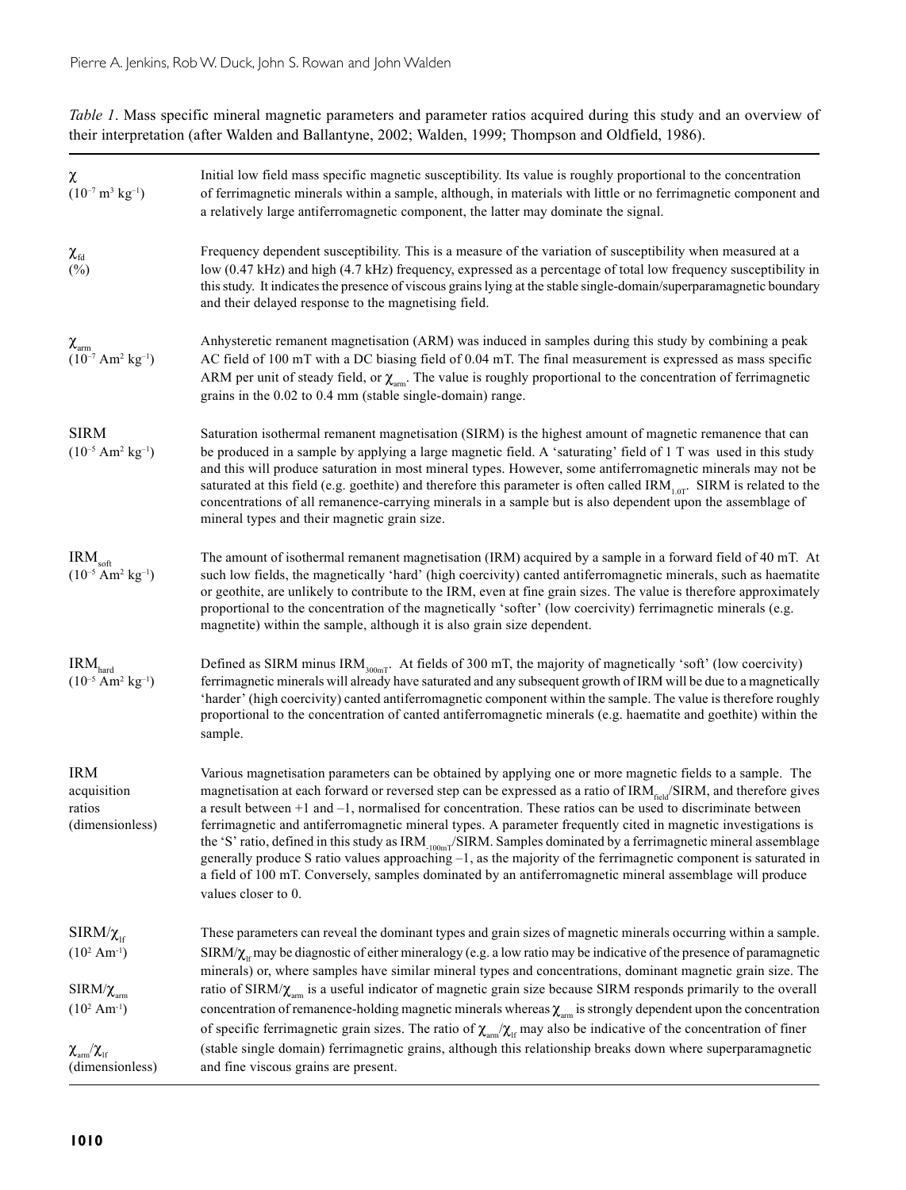*Table 1*. Mass specific mineral magnetic parameters and parameter ratios acquired during this study and an overview of their interpretation (after Walden and Ballantyne, 2002; Walden, 1999; Thompson and Oldfield, 1986).

| Parameter | Interpretation |
|---|---|
| $\chi$ ($10^{-7}$ m$^3$ kg$^{-1}$) | Initial low field mass specific magnetic susceptibility. Its value is roughly proportional to the concentration of ferrimagnetic minerals within a sample, although, in materials with little or no ferrimagnetic component and a relatively large antiferromagnetic component, the latter may dominate the signal. |
| $\chi_{fd}$ (%) | Frequency dependent susceptibility. This is a measure of the variation of susceptibility when measured at a low (0.47 kHz) and high (4.7 kHz) frequency, expressed as a percentage of total low frequency susceptibility in this study. It indicates the presence of viscous grains lying at the stable single-domain/superparamagnetic boundary and their delayed response to the magnetising field. |
| $\chi_{arm}$ ($10^{-7}$ Am$^2$ kg$^{-1}$) | Anhysteretic remanent magnetisation (ARM) was induced in samples during this study by combining a peak AC field of 100 mT with a DC biasing field of 0.04 mT. The final measurement is expressed as mass specific ARM per unit of steady field, or $\chi_{arm}$. The value is roughly proportional to the concentration of ferrimagnetic grains in the 0.02 to 0.4 mm (stable single-domain) range. |
| SIRM ($10^{-5}$ Am$^2$ kg$^{-1}$) | Saturation isothermal remanent magnetisation (SIRM) is the highest amount of magnetic remanence that can be produced in a sample by applying a large magnetic field. A 'saturating' field of 1 T was used in this study and this will produce saturation in most mineral types. However, some antiferromagnetic minerals may not be saturated at this field (e.g. goethite) and therefore this parameter is often called $IRM_{1.0T}$. SIRM is related to the concentrations of all remanence-carrying minerals in a sample but is also dependent upon the assemblage of mineral types and their magnetic grain size. |
| $IRM_{soft}$ ($10^{-5}$ Am$^2$ kg$^{-1}$) | The amount of isothermal remanent magnetisation (IRM) acquired by a sample in a forward field of 40 mT. At such low fields, the magnetically 'hard' (high coercivity) canted antiferromagnetic minerals, such as haematite or geothite, are unlikely to contribute to the IRM, even at fine grain sizes. The value is therefore approximately proportional to the concentration of the magnetically 'softer' (low coercivity) ferrimagnetic minerals (e.g. magnetite) within the sample, although it is also grain size dependent. |
| $IRM_{hard}$ ($10^{-5}$ Am$^2$ kg$^{-1}$) | Defined as SIRM minus $IRM_{300mT}$. At fields of 300 mT, the majority of magnetically 'soft' (low coercivity) ferrimagnetic minerals will already have saturated and any subsequent growth of IRM will be due to a magnetically 'harder' (high coercivity) canted antiferromagnetic component within the sample. The value is therefore roughly proportional to the concentration of canted antiferromagnetic minerals (e.g. haematite and goethite) within the sample. |
| IRM acquisition ratios (dimensionless) | Various magnetisation parameters can be obtained by applying one or more magnetic fields to a sample. The magnetisation at each forward or reversed step can be expressed as a ratio of $IRM_{field}$/SIRM, and therefore gives a result between +1 and –1, normalised for concentration. These ratios can be used to discriminate between ferrimagnetic and antiferromagnetic mineral types. A parameter frequently cited in magnetic investigations is the 'S' ratio, defined in this study as $IRM_{-100mT}$/SIRM. Samples dominated by a ferrimagnetic mineral assemblage generally produce S ratio values approaching –1, as the majority of the ferrimagnetic component is saturated in a field of 100 mT. Conversely, samples dominated by an antiferromagnetic mineral assemblage will produce values closer to 0. |
| SIRM/$\chi_{lf}$ ($10^2$ Am$^{-1}$)<br>SIRM/$\chi_{arm}$ ($10^2$ Am$^{-1}$)<br>$\chi_{arm}/\chi_{lf}$ (dimensionless) | These parameters can reveal the dominant types and grain sizes of magnetic minerals occurring within a sample. SIRM/$\chi_{lf}$ may be diagnostic of either mineralogy (e.g. a low ratio may be indicative of the presence of paramagnetic minerals) or, where samples have similar mineral types and concentrations, dominant magnetic grain size. The ratio of SIRM/$\chi_{arm}$ is a useful indicator of magnetic grain size because SIRM responds primarily to the overall concentration of remanence-holding magnetic minerals whereas $\chi_{arm}$ is strongly dependent upon the concentration of specific ferrimagnetic grain sizes. The ratio of $\chi_{arm}/\chi_{lf}$ may also be indicative of the concentration of finer (stable single domain) ferrimagnetic grains, although this relationship breaks down where superparamagnetic and fine viscous grains are present. |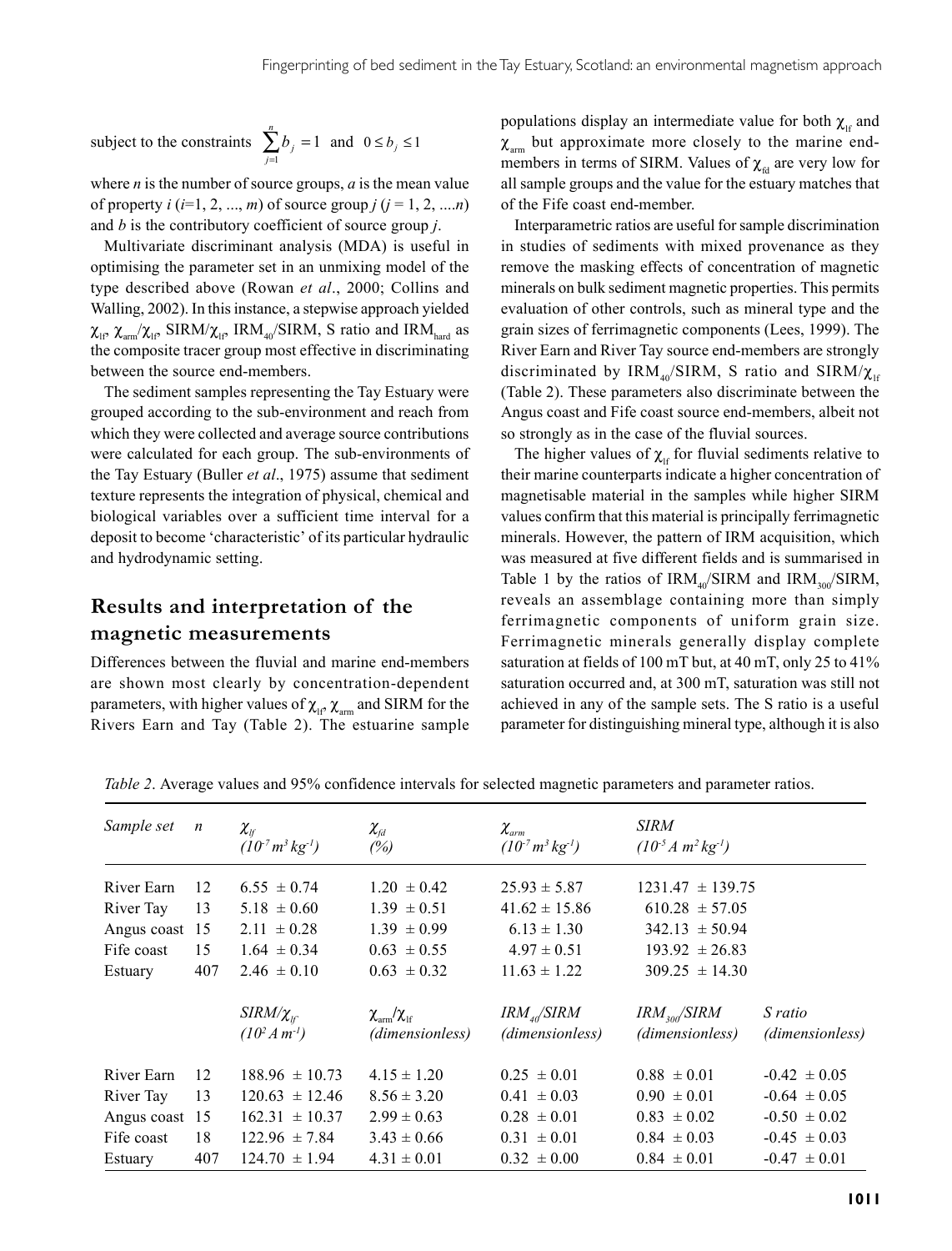subject to the constraints $\sum_{j=1}^{n} b_j = 1$ and $0 \leq b_j \leq 1$

where $n$ is the number of source groups, $a$ is the mean value of property $i$ ($i$=1, 2, ..., $m$) of source group $j$ ($j$ = 1, 2, ....$n$) and $b$ is the contributory coefficient of source group $j$.

Multivariate discriminant analysis (MDA) is useful in optimising the parameter set in an unmixing model of the type described above (Rowan *et al*., 2000; Collins and Walling, 2002). In this instance, a stepwise approach yielded $\chi_{lf}$, $\chi_{arm}/\chi_{lf}$, SIRM/$\chi_{lf}$, $IRM_{40}$/SIRM, S ratio and $IRM_{hard}$ as the composite tracer group most effective in discriminating between the source end-members.

The sediment samples representing the Tay Estuary were grouped according to the sub-environment and reach from which they were collected and average source contributions were calculated for each group. The sub-environments of the Tay Estuary (Buller *et al*., 1975) assume that sediment texture represents the integration of physical, chemical and biological variables over a sufficient time interval for a deposit to become 'characteristic' of its particular hydraulic and hydrodynamic setting.

## Results and interpretation of the magnetic measurements

Differences between the fluvial and marine end-members are shown most clearly by concentration-dependent parameters, with higher values of $\chi_{lf}$, $\chi_{arm}$ and SIRM for the Rivers Earn and Tay (Table 2). The estuarine sample populations display an intermediate value for both $\chi_{lf}$ and $\chi_{arm}$ but approximate more closely to the marine end-members in terms of SIRM. Values of $\chi_{fd}$ are very low for all sample groups and the value for the estuary matches that of the Fife coast end-member.

Interparametric ratios are useful for sample discrimination in studies of sediments with mixed provenance as they remove the masking effects of concentration of magnetic minerals on bulk sediment magnetic properties. This permits evaluation of other controls, such as mineral type and the grain sizes of ferrimagnetic components (Lees, 1999). The River Earn and River Tay source end-members are strongly discriminated by $IRM_{40}$/SIRM, S ratio and SIRM/$\chi_{lf}$ (Table 2). These parameters also discriminate between the Angus coast and Fife coast source end-members, albeit not so strongly as in the case of the fluvial sources.

The higher values of $\chi_{lf}$ for fluvial sediments relative to their marine counterparts indicate a higher concentration of magnetisable material in the samples while higher SIRM values confirm that this material is principally ferrimagnetic minerals. However, the pattern of IRM acquisition, which was measured at five different fields and is summarised in Table 1 by the ratios of $IRM_{40}$/SIRM and $IRM_{300}$/SIRM, reveals an assemblage containing more than simply ferrimagnetic components of uniform grain size. Ferrimagnetic minerals generally display complete saturation at fields of 100 mT but, at 40 mT, only 25 to 41% saturation occurred and, at 300 mT, saturation was still not achieved in any of the sample sets. The S ratio is a useful parameter for distinguishing mineral type, although it is also

*Table 2*. Average values and 95% confidence intervals for selected magnetic parameters and parameter ratios.

| *Sample set* | *n* | $\chi_{lf}$ ($10^{-7}\,m^3\,kg^{-1}$) | $\chi_{fd}$ (%) | $\chi_{arm}$ ($10^{-7}\,m^3\,kg^{-1}$) | *SIRM* ($10^{-5}\,A\,m^2\,kg^{-1}$) | |
|---|---|---|---|---|---|---|
| River Earn | 12 | 6.55 ± 0.74 | 1.20 ± 0.42 | 25.93 ± 5.87 | 1231.47 ± 139.75 | |
| River Tay | 13 | 5.18 ± 0.60 | 1.39 ± 0.51 | 41.62 ± 15.86 | 610.28 ± 57.05 | |
| Angus coast | 15 | 2.11 ± 0.28 | 1.39 ± 0.99 | 6.13 ± 1.30 | 342.13 ± 50.94 | |
| Fife coast | 15 | 1.64 ± 0.34 | 0.63 ± 0.55 | 4.97 ± 0.51 | 193.92 ± 26.83 | |
| Estuary | 407 | 2.46 ± 0.10 | 0.63 ± 0.32 | 11.63 ± 1.22 | 309.25 ± 14.30 | |
| | | *SIRM*/$\chi_{lf}$ ($10^{2}\,A\,m^{-1}$) | $\chi_{arm}/\chi_{lf}$ (*dimensionless*) | $IRM_{40}$/*SIRM* (*dimensionless*) | $IRM_{300}$/*SIRM* (*dimensionless*) | *S ratio* (*dimensionless*) |
| River Earn | 12 | 188.96 ± 10.73 | 4.15 ± 1.20 | 0.25 ± 0.01 | 0.88 ± 0.01 | -0.42 ± 0.05 |
| River Tay | 13 | 120.63 ± 12.46 | 8.56 ± 3.20 | 0.41 ± 0.03 | 0.90 ± 0.01 | -0.64 ± 0.05 |
| Angus coast | 15 | 162.31 ± 10.37 | 2.99 ± 0.63 | 0.28 ± 0.01 | 0.83 ± 0.02 | -0.50 ± 0.02 |
| Fife coast | 18 | 122.96 ± 7.84 | 3.43 ± 0.66 | 0.31 ± 0.01 | 0.84 ± 0.03 | -0.45 ± 0.03 |
| Estuary | 407 | 124.70 ± 1.94 | 4.31 ± 0.01 | 0.32 ± 0.00 | 0.84 ± 0.01 | -0.47 ± 0.01 |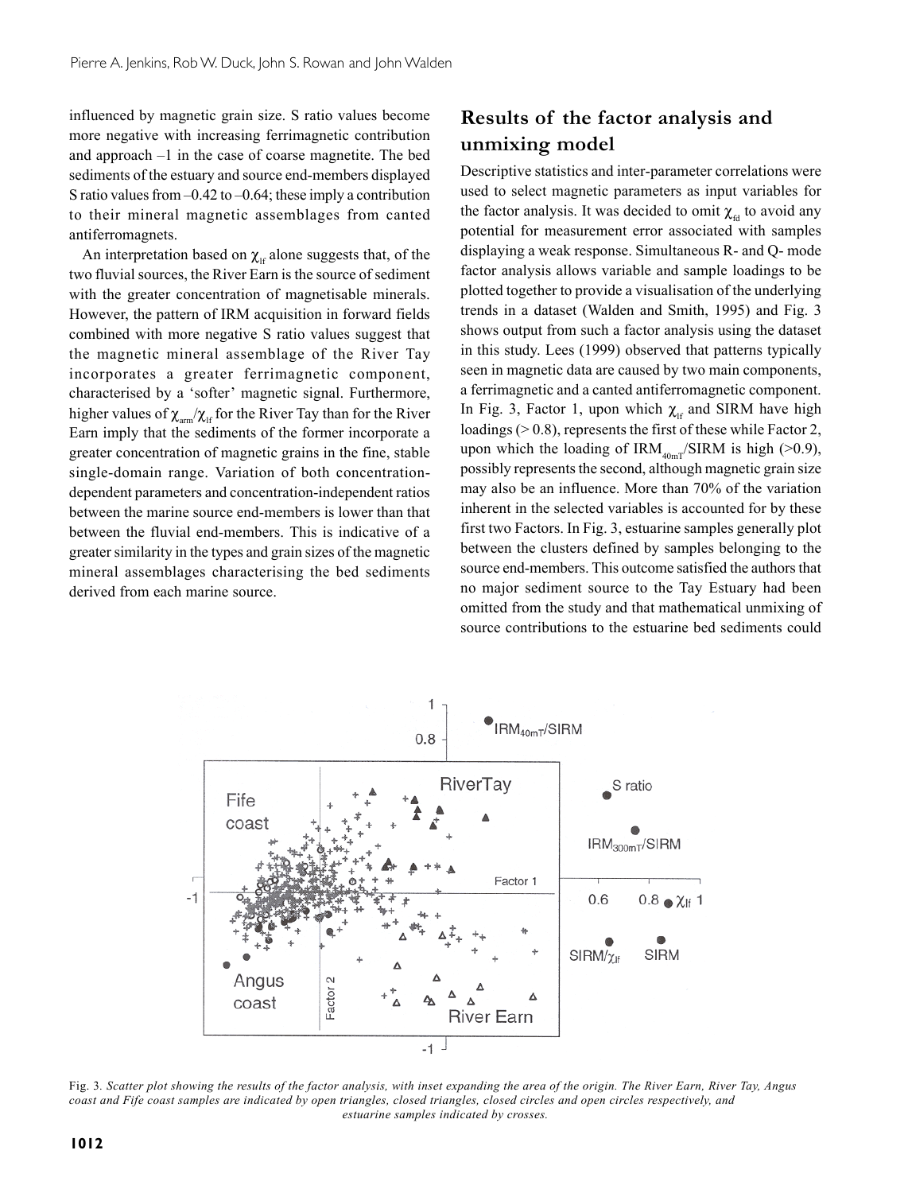influenced by magnetic grain size. S ratio values become more negative with increasing ferrimagnetic contribution and approach –1 in the case of coarse magnetite. The bed sediments of the estuary and source end-members displayed S ratio values from –0.42 to –0.64; these imply a contribution to their mineral magnetic assemblages from canted antiferromagnets.

An interpretation based on $\chi_{lf}$ alone suggests that, of the two fluvial sources, the River Earn is the source of sediment with the greater concentration of magnetisable minerals. However, the pattern of IRM acquisition in forward fields combined with more negative S ratio values suggest that the magnetic mineral assemblage of the River Tay incorporates a greater ferrimagnetic component, characterised by a 'softer' magnetic signal. Furthermore, higher values of $\chi_{arm}/\chi_{lf}$ for the River Tay than for the River Earn imply that the sediments of the former incorporate a greater concentration of magnetic grains in the fine, stable single-domain range. Variation of both concentration-dependent parameters and concentration-independent ratios between the marine source end-members is lower than that between the fluvial end-members. This is indicative of a greater similarity in the types and grain sizes of the magnetic mineral assemblages characterising the bed sediments derived from each marine source.

## Results of the factor analysis and unmixing model

Descriptive statistics and inter-parameter correlations were used to select magnetic parameters as input variables for the factor analysis. It was decided to omit $\chi_{fd}$ to avoid any potential for measurement error associated with samples displaying a weak response. Simultaneous R- and Q- mode factor analysis allows variable and sample loadings to be plotted together to provide a visualisation of the underlying trends in a dataset (Walden and Smith, 1995) and Fig. 3 shows output from such a factor analysis using the dataset in this study. Lees (1999) observed that patterns typically seen in magnetic data are caused by two main components, a ferrimagnetic and a canted antiferromagnetic component. In Fig. 3, Factor 1, upon which $\chi_{lf}$ and SIRM have high loadings (> 0.8), represents the first of these while Factor 2, upon which the loading of $IRM_{40mT}/SIRM$ is high (>0.9), possibly represents the second, although magnetic grain size may also be an influence. More than 70% of the variation inherent in the selected variables is accounted for by these first two Factors. In Fig. 3, estuarine samples generally plot between the clusters defined by samples belonging to the source end-members. This outcome satisfied the authors that no major sediment source to the Tay Estuary had been omitted from the study and that mathematical unmixing of source contributions to the estuarine bed sediments could

Fig. 3. *Scatter plot showing the results of the factor analysis, with inset expanding the area of the origin. The River Earn, River Tay, Angus coast and Fife coast samples are indicated by open triangles, closed triangles, closed circles and open circles respectively, and estuarine samples indicated by crosses.*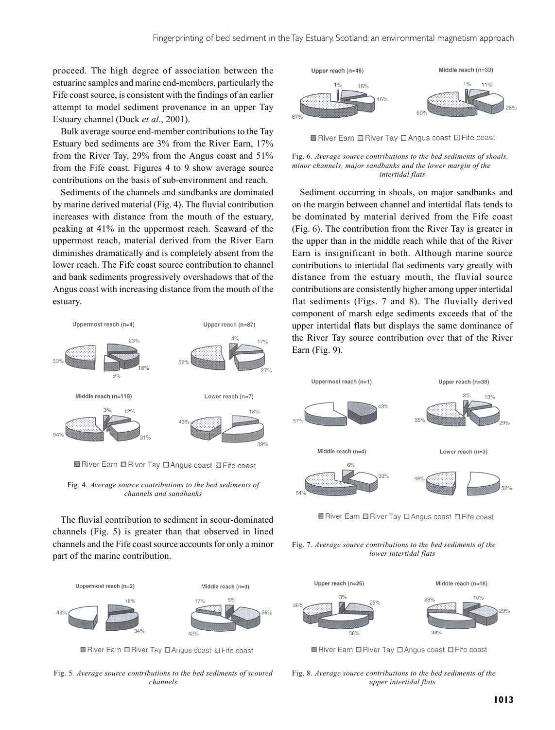proceed. The high degree of association between the estuarine samples and marine end-members, particularly the Fife coast source, is consistent with the findings of an earlier attempt to model sediment provenance in an upper Tay Estuary channel (Duck *et al*., 2001).

Bulk average source end-member contributions to the Tay Estuary bed sediments are 3% from the River Earn, 17% from the River Tay, 29% from the Angus coast and 51% from the Fife coast. Figures 4 to 9 show average source contributions on the basis of sub-environment and reach.

Sediments of the channels and sandbanks are dominated by marine derived material (Fig. 4). The fluvial contribution increases with distance from the mouth of the estuary, peaking at 41% in the uppermost reach. Seaward of the uppermost reach, material derived from the River Earn diminishes dramatically and is completely absent from the lower reach. The Fife coast source contribution to channel and bank sediments progressively overshadows that of the Angus coast with increasing distance from the mouth of the estuary.

Fig. 4. *Average source contributions to the bed sediments of channels and sandbanks*

The fluvial contribution to sediment in scour-dominated channels (Fig. 5) is greater than that observed in lined channels and the Fife coast source accounts for only a minor part of the marine contribution.

Fig. 5. *Average source contributions to the bed sediments of scoured channels*

Fig. 6. *Average source contributions to the bed sediments of shoals, minor channels, major sandbanks and the lower margin of the intertidal flats*

Sediment occurring in shoals, on major sandbanks and on the margin between channel and intertidal flats tends to be dominated by material derived from the Fife coast (Fig. 6). The contribution from the River Tay is greater in the upper than in the middle reach while that of the River Earn is insignificant in both. Although marine source contributions to intertidal flat sediments vary greatly with distance from the estuary mouth, the fluvial source contributions are consistently higher among upper intertidal flat sediments (Figs. 7 and 8). The fluvially derived component of marsh edge sediments exceeds that of the upper intertidal flats but displays the same dominance of the River Tay source contribution over that of the River Earn (Fig. 9).

Fig. 7. *Average source contributions to the bed sediments of the lower intertidal flats*

Fig. 8. *Average source contributions to the bed sediments of the upper intertidal flats*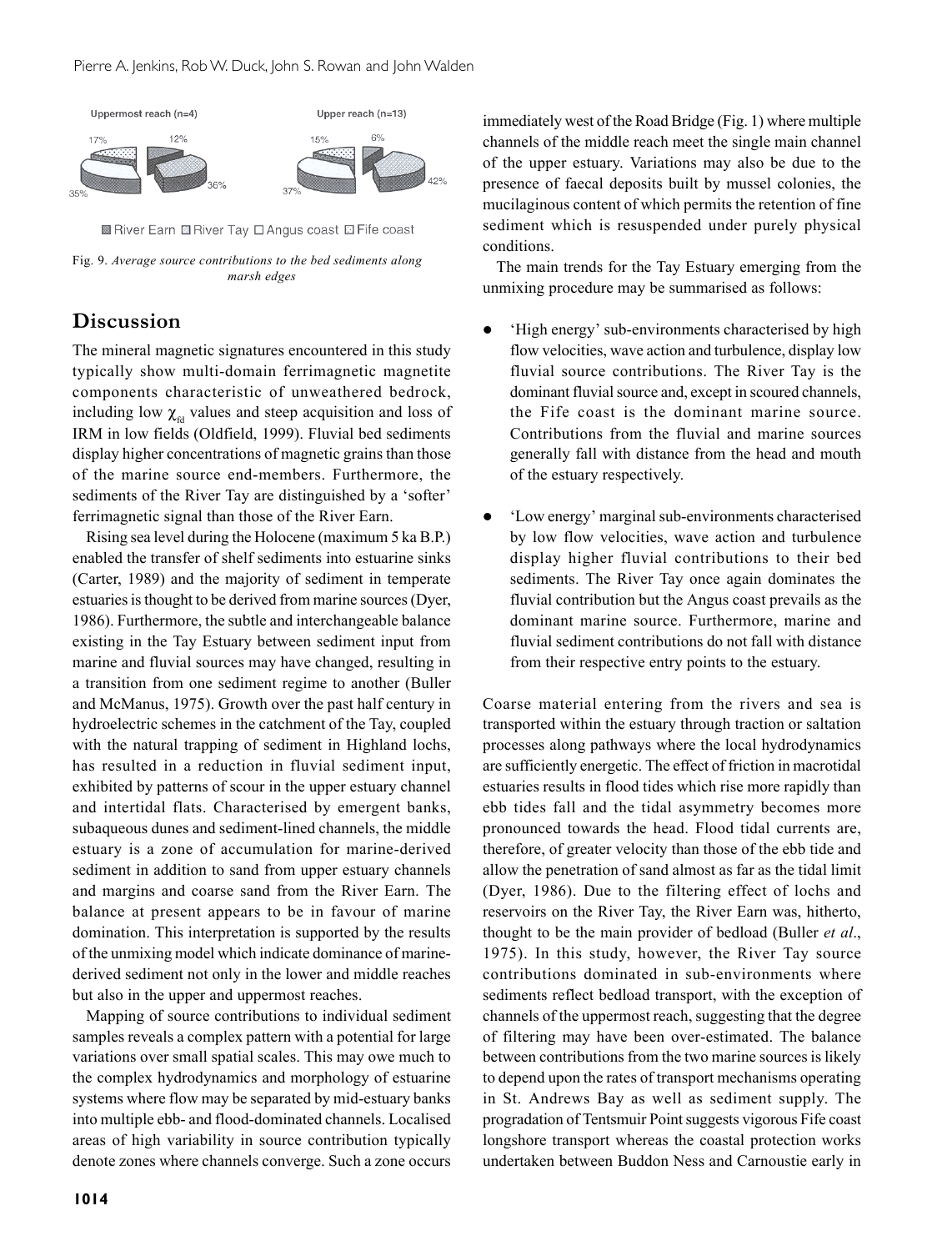Uppermost reach (n=4)

17% 12% 36% 35%

Upper reach (n=13)

15% 6% 42% 37%

River Earn · River Tay · Angus coast · Fife coast

Fig. 9. *Average source contributions to the bed sediments along marsh edges*

## Discussion

The mineral magnetic signatures encountered in this study typically show multi-domain ferrimagnetic magnetite components characteristic of unweathered bedrock, including low $\chi_{fd}$ values and steep acquisition and loss of IRM in low fields (Oldfield, 1999). Fluvial bed sediments display higher concentrations of magnetic grains than those of the marine source end-members. Furthermore, the sediments of the River Tay are distinguished by a 'softer' ferrimagnetic signal than those of the River Earn.

Rising sea level during the Holocene (maximum 5 ka B.P.) enabled the transfer of shelf sediments into estuarine sinks (Carter, 1989) and the majority of sediment in temperate estuaries is thought to be derived from marine sources (Dyer, 1986). Furthermore, the subtle and interchangeable balance existing in the Tay Estuary between sediment input from marine and fluvial sources may have changed, resulting in a transition from one sediment regime to another (Buller and McManus, 1975). Growth over the past half century in hydroelectric schemes in the catchment of the Tay, coupled with the natural trapping of sediment in Highland lochs, has resulted in a reduction in fluvial sediment input, exhibited by patterns of scour in the upper estuary channel and intertidal flats. Characterised by emergent banks, subaqueous dunes and sediment-lined channels, the middle estuary is a zone of accumulation for marine-derived sediment in addition to sand from upper estuary channels and margins and coarse sand from the River Earn. The balance at present appears to be in favour of marine domination. This interpretation is supported by the results of the unmixing model which indicate dominance of marine-derived sediment not only in the lower and middle reaches but also in the upper and uppermost reaches.

Mapping of source contributions to individual sediment samples reveals a complex pattern with a potential for large variations over small spatial scales. This may owe much to the complex hydrodynamics and morphology of estuarine systems where flow may be separated by mid-estuary banks into multiple ebb- and flood-dominated channels. Localised areas of high variability in source contribution typically denote zones where channels converge. Such a zone occurs immediately west of the Road Bridge (Fig. 1) where multiple channels of the middle reach meet the single main channel of the upper estuary. Variations may also be due to the presence of faecal deposits built by mussel colonies, the mucilaginous content of which permits the retention of fine sediment which is resuspended under purely physical conditions.

The main trends for the Tay Estuary emerging from the unmixing procedure may be summarised as follows:

- 'High energy' sub-environments characterised by high flow velocities, wave action and turbulence, display low fluvial source contributions. The River Tay is the dominant fluvial source and, except in scoured channels, the Fife coast is the dominant marine source. Contributions from the fluvial and marine sources generally fall with distance from the head and mouth of the estuary respectively.
- 'Low energy' marginal sub-environments characterised by low flow velocities, wave action and turbulence display higher fluvial contributions to their bed sediments. The River Tay once again dominates the fluvial contribution but the Angus coast prevails as the dominant marine source. Furthermore, marine and fluvial sediment contributions do not fall with distance from their respective entry points to the estuary.

Coarse material entering from the rivers and sea is transported within the estuary through traction or saltation processes along pathways where the local hydrodynamics are sufficiently energetic. The effect of friction in macrotidal estuaries results in flood tides which rise more rapidly than ebb tides fall and the tidal asymmetry becomes more pronounced towards the head. Flood tidal currents are, therefore, of greater velocity than those of the ebb tide and allow the penetration of sand almost as far as the tidal limit (Dyer, 1986). Due to the filtering effect of lochs and reservoirs on the River Tay, the River Earn was, hitherto, thought to be the main provider of bedload (Buller *et al.*, 1975). In this study, however, the River Tay source contributions dominated in sub-environments where sediments reflect bedload transport, with the exception of channels of the uppermost reach, suggesting that the degree of filtering may have been over-estimated. The balance between contributions from the two marine sources is likely to depend upon the rates of transport mechanisms operating in St. Andrews Bay as well as sediment supply. The progradation of Tentsmuir Point suggests vigorous Fife coast longshore transport whereas the coastal protection works undertaken between Buddon Ness and Carnoustie early in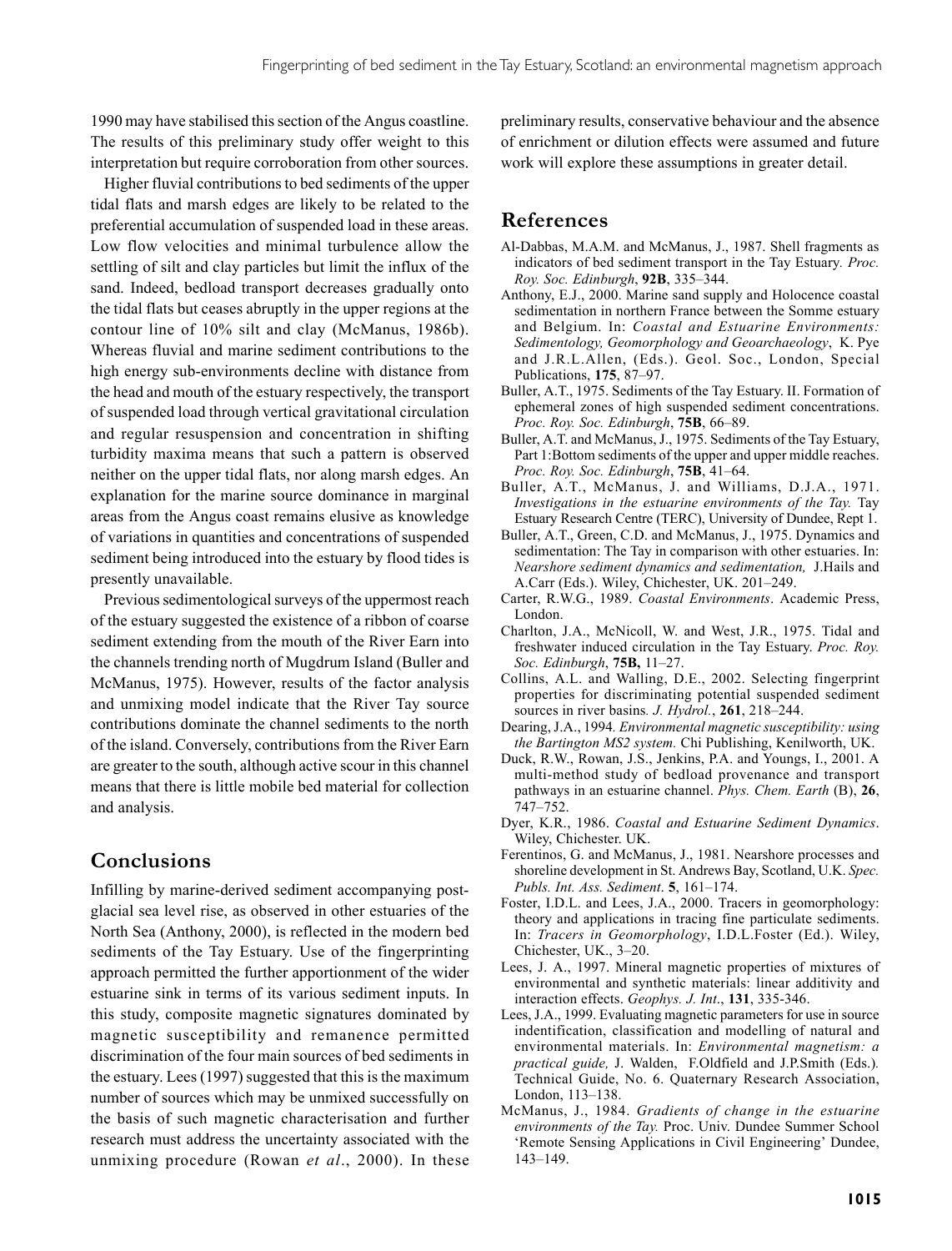1990 may have stabilised this section of the Angus coastline. The results of this preliminary study offer weight to this interpretation but require corroboration from other sources.

Higher fluvial contributions to bed sediments of the upper tidal flats and marsh edges are likely to be related to the preferential accumulation of suspended load in these areas. Low flow velocities and minimal turbulence allow the settling of silt and clay particles but limit the influx of the sand. Indeed, bedload transport decreases gradually onto the tidal flats but ceases abruptly in the upper regions at the contour line of 10% silt and clay (McManus, 1986b). Whereas fluvial and marine sediment contributions to the high energy sub-environments decline with distance from the head and mouth of the estuary respectively, the transport of suspended load through vertical gravitational circulation and regular resuspension and concentration in shifting turbidity maxima means that such a pattern is observed neither on the upper tidal flats, nor along marsh edges. An explanation for the marine source dominance in marginal areas from the Angus coast remains elusive as knowledge of variations in quantities and concentrations of suspended sediment being introduced into the estuary by flood tides is presently unavailable.

Previous sedimentological surveys of the uppermost reach of the estuary suggested the existence of a ribbon of coarse sediment extending from the mouth of the River Earn into the channels trending north of Mugdrum Island (Buller and McManus, 1975). However, results of the factor analysis and unmixing model indicate that the River Tay source contributions dominate the channel sediments to the north of the island. Conversely, contributions from the River Earn are greater to the south, although active scour in this channel means that there is little mobile bed material for collection and analysis.

## Conclusions

Infilling by marine-derived sediment accompanying post-glacial sea level rise, as observed in other estuaries of the North Sea (Anthony, 2000), is reflected in the modern bed sediments of the Tay Estuary. Use of the fingerprinting approach permitted the further apportionment of the wider estuarine sink in terms of its various sediment inputs. In this study, composite magnetic signatures dominated by magnetic susceptibility and remanence permitted discrimination of the four main sources of bed sediments in the estuary. Lees (1997) suggested that this is the maximum number of sources which may be unmixed successfully on the basis of such magnetic characterisation and further research must address the uncertainty associated with the unmixing procedure (Rowan *et al*., 2000). In these preliminary results, conservative behaviour and the absence of enrichment or dilution effects were assumed and future work will explore these assumptions in greater detail.

## References

Al-Dabbas, M.A.M. and McManus, J., 1987. Shell fragments as indicators of bed sediment transport in the Tay Estuary. *Proc. Roy. Soc. Edinburgh*, **92B**, 335–344.

Anthony, E.J., 2000. Marine sand supply and Holocene coastal sedimentation in northern France between the Somme estuary and Belgium. In: *Coastal and Estuarine Environments: Sedimentology, Geomorphology and Geoarchaeology*, K. Pye and J.R.L.Allen, (Eds.). Geol. Soc., London, Special Publications, **175**, 87–97.

Buller, A.T., 1975. Sediments of the Tay Estuary. II. Formation of ephemeral zones of high suspended sediment concentrations. *Proc. Roy. Soc. Edinburgh*, **75B**, 66–89.

Buller, A.T. and McManus, J., 1975. Sediments of the Tay Estuary, Part 1:Bottom sediments of the upper and upper middle reaches. *Proc. Roy. Soc. Edinburgh*, **75B**, 41–64.

Buller, A.T., McManus, J. and Williams, D.J.A., 1971. *Investigations in the estuarine environments of the Tay.* Tay Estuary Research Centre (TERC), University of Dundee, Rept 1.

Buller, A.T., Green, C.D. and McManus, J., 1975. Dynamics and sedimentation: The Tay in comparison with other estuaries. In: *Nearshore sediment dynamics and sedimentation,* J.Hails and A.Carr (Eds.). Wiley, Chichester, UK. 201–249.

Carter, R.W.G., 1989. *Coastal Environments*. Academic Press, London.

Charlton, J.A., McNicoll, W. and West, J.R., 1975. Tidal and freshwater induced circulation in the Tay Estuary. *Proc. Roy. Soc. Edinburgh*, **75B,** 11–27.

Collins, A.L. and Walling, D.E., 2002. Selecting fingerprint properties for discriminating potential suspended sediment sources in river basins*. J. Hydrol.*, **261**, 218–244.

Dearing, J.A., 1994*. Environmental magnetic susceptibility: using the Bartington MS2 system.* Chi Publishing, Kenilworth, UK.

Duck, R.W., Rowan, J.S., Jenkins, P.A. and Youngs, I., 2001. A multi-method study of bedload provenance and transport pathways in an estuarine channel. *Phys. Chem. Earth* (B), **26**, 747–752.

Dyer, K.R., 1986. *Coastal and Estuarine Sediment Dynamics*. Wiley, Chichester. UK.

Ferentinos, G. and McManus, J., 1981. Nearshore processes and shoreline development in St. Andrews Bay, Scotland, U.K. *Spec. Publs. Int. Ass. Sediment*. **5**, 161–174.

Foster, I.D.L. and Lees, J.A., 2000. Tracers in geomorphology: theory and applications in tracing fine particulate sediments. In: *Tracers in Geomorphology*, I.D.L.Foster (Ed.). Wiley, Chichester, UK., 3–20.

Lees, J. A., 1997. Mineral magnetic properties of mixtures of environmental and synthetic materials: linear additivity and interaction effects. *Geophys. J. Int*., **131**, 335-346.

Lees, J.A., 1999. Evaluating magnetic parameters for use in source indentification, classification and modelling of natural and environmental materials. In: *Environmental magnetism: a practical guide,* J. Walden, F.Oldfield and J.P.Smith (Eds.)*.* Technical Guide, No. 6. Quaternary Research Association, London, 113–138.

McManus, J., 1984. *Gradients of change in the estuarine environments of the Tay.* Proc. Univ. Dundee Summer School 'Remote Sensing Applications in Civil Engineering' Dundee, 143–149.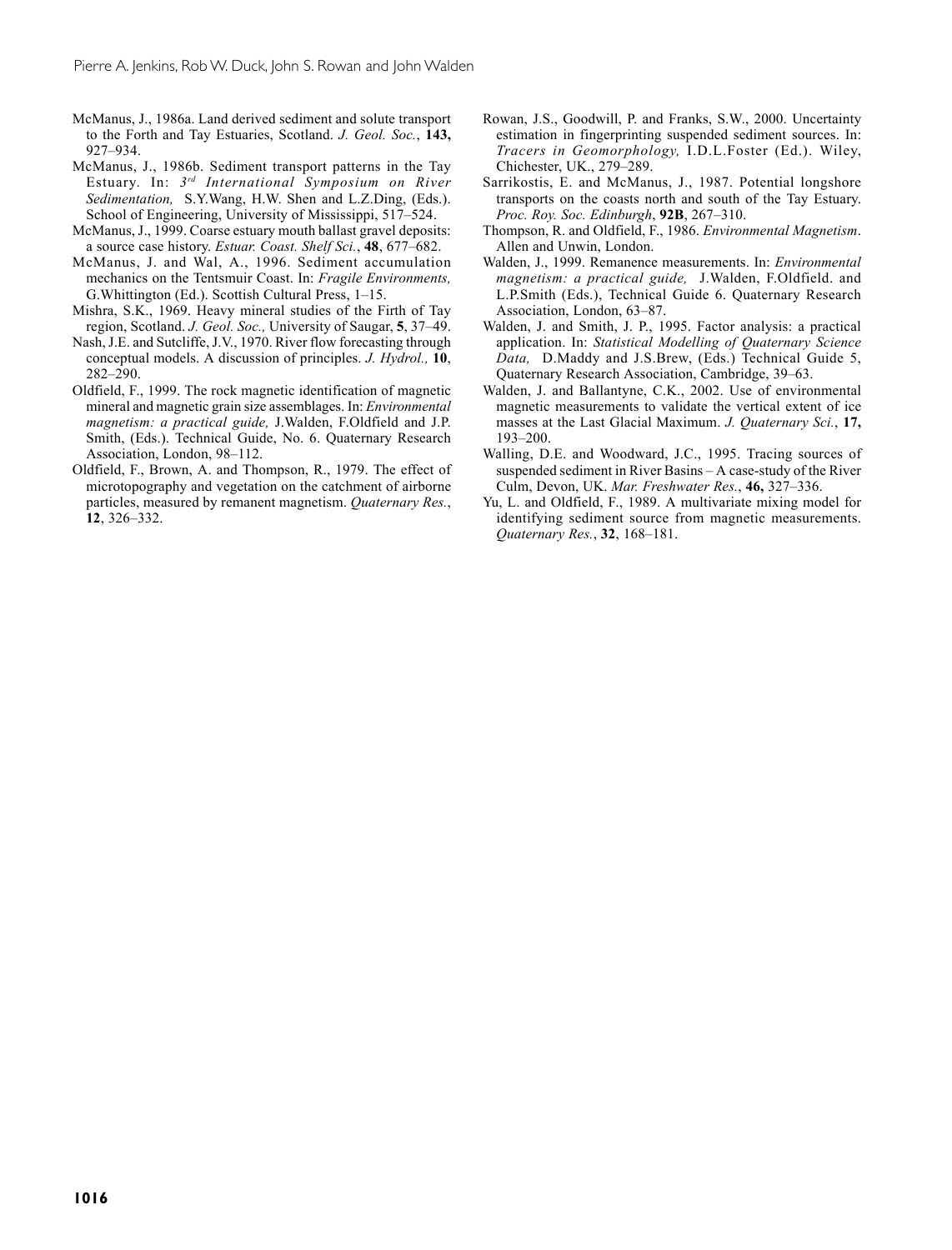McManus, J., 1986a. Land derived sediment and solute transport to the Forth and Tay Estuaries, Scotland. *J. Geol. Soc.*, **143,** 927–934.

McManus, J., 1986b. Sediment transport patterns in the Tay Estuary. In: *3rd International Symposium on River Sedimentation,* S.Y.Wang, H.W. Shen and L.Z.Ding, (Eds.). School of Engineering, University of Mississippi, 517–524.

McManus, J., 1999. Coarse estuary mouth ballast gravel deposits: a source case history. *Estuar. Coast. Shelf Sci.*, **48**, 677–682.

McManus, J. and Wal, A., 1996. Sediment accumulation mechanics on the Tentsmuir Coast. In: *Fragile Environments,* G.Whittington (Ed.). Scottish Cultural Press, 1–15.

Mishra, S.K., 1969. Heavy mineral studies of the Firth of Tay region, Scotland. *J. Geol. Soc.,* University of Saugar, **5**, 37–49.

Nash, J.E. and Sutcliffe, J.V., 1970. River flow forecasting through conceptual models. A discussion of principles. *J. Hydrol.,* **10**, 282–290.

Oldfield, F., 1999. The rock magnetic identification of magnetic mineral and magnetic grain size assemblages. In: *Environmental magnetism: a practical guide,* J.Walden, F.Oldfield and J.P. Smith, (Eds.). Technical Guide, No. 6. Quaternary Research Association, London, 98–112.

Oldfield, F., Brown, A. and Thompson, R., 1979. The effect of microtopography and vegetation on the catchment of airborne particles, measured by remanent magnetism. *Quaternary Res.*, **12**, 326–332.

Rowan, J.S., Goodwill, P. and Franks, S.W., 2000. Uncertainty estimation in fingerprinting suspended sediment sources. In: *Tracers in Geomorphology,* I.D.L.Foster (Ed.). Wiley, Chichester, UK., 279–289.

Sarrikostis, E. and McManus, J., 1987. Potential longshore transports on the coasts north and south of the Tay Estuary. *Proc. Roy. Soc. Edinburgh*, **92B**, 267–310.

Thompson, R. and Oldfield, F., 1986. *Environmental Magnetism*. Allen and Unwin, London.

Walden, J., 1999. Remanence measurements. In: *Environmental magnetism: a practical guide,* J.Walden, F.Oldfield. and L.P.Smith (Eds.), Technical Guide 6. Quaternary Research Association, London, 63–87.

Walden, J. and Smith, J. P., 1995. Factor analysis: a practical application. In: *Statistical Modelling of Quaternary Science Data,* D.Maddy and J.S.Brew, (Eds.) Technical Guide 5, Quaternary Research Association, Cambridge, 39–63.

Walden, J. and Ballantyne, C.K., 2002. Use of environmental magnetic measurements to validate the vertical extent of ice masses at the Last Glacial Maximum. *J. Quaternary Sci.*, **17,** 193–200.

Walling, D.E. and Woodward, J.C., 1995. Tracing sources of suspended sediment in River Basins – A case-study of the River Culm, Devon, UK. *Mar. Freshwater Res.*, **46,** 327–336.

Yu, L. and Oldfield, F., 1989. A multivariate mixing model for identifying sediment source from magnetic measurements. *Quaternary Res.*, **32**, 168–181.